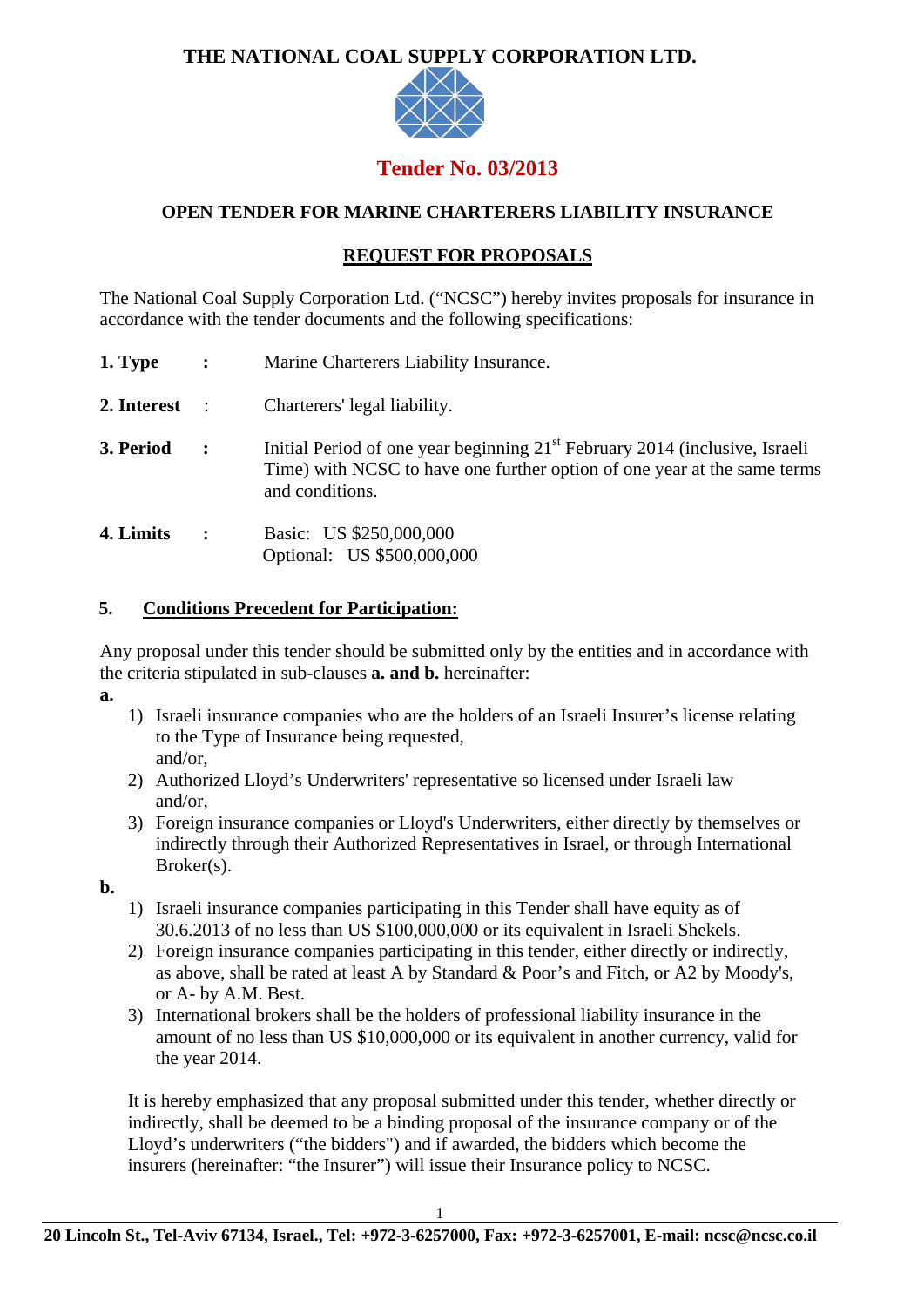# THE NATIONAL COAL SUPPLY CORPORATION LTD.

## Tender No. 03/2013

### OPEN TENDER FOR MARINE CHARTERERS LIABILITY INSURANCE

### REQUEST FOR PROPOSALS

The National Coal Supply Corporation Ltd. ("NCSC") hereby invites proposals for insurance in accordance with the tender documents and the following specifications:

**1. Type** : Marine Charterers Liability Insurance.

**2. Interest** : Charterers' legal liability.

**3. Period** : Initial Period of one year beginning 21st February 2014 (inclusive, Israeli Time) with NCSC to have one further option of one year at the same terms and conditions.

**4. Limits** : Basic: US $250,000,000
Optional: US $500,000,000

**5. Conditions Precedent for Participation:**

Any proposal under this tender should be submitted only by the entities and in accordance with the criteria stipulated in sub-clauses **a. and b.** hereinafter:

**a.**

1) Israeli insurance companies who are the holders of an Israeli Insurer's license relating to the Type of Insurance being requested,
   and/or,
2) Authorized Lloyd's Underwriters' representative so licensed under Israeli law
   and/or,
3) Foreign insurance companies or Lloyd's Underwriters, either directly by themselves or indirectly through their Authorized Representatives in Israel, or through International Broker(s).

**b.**

1) Israeli insurance companies participating in this Tender shall have equity as of 30.6.2013 of no less than US $100,000,000 or its equivalent in Israeli Shekels.
2) Foreign insurance companies participating in this tender, either directly or indirectly, as above, shall be rated at least A by Standard & Poor's and Fitch, or A2 by Moody's, or A- by A.M. Best.
3) International brokers shall be the holders of professional liability insurance in the amount of no less than US $10,000,000 or its equivalent in another currency, valid for the year 2014.

It is hereby emphasized that any proposal submitted under this tender, whether directly or indirectly, shall be deemed to be a binding proposal of the insurance company or of the Lloyd's underwriters ("the bidders") and if awarded, the bidders which become the insurers (hereinafter: "the Insurer") will issue their Insurance policy to NCSC.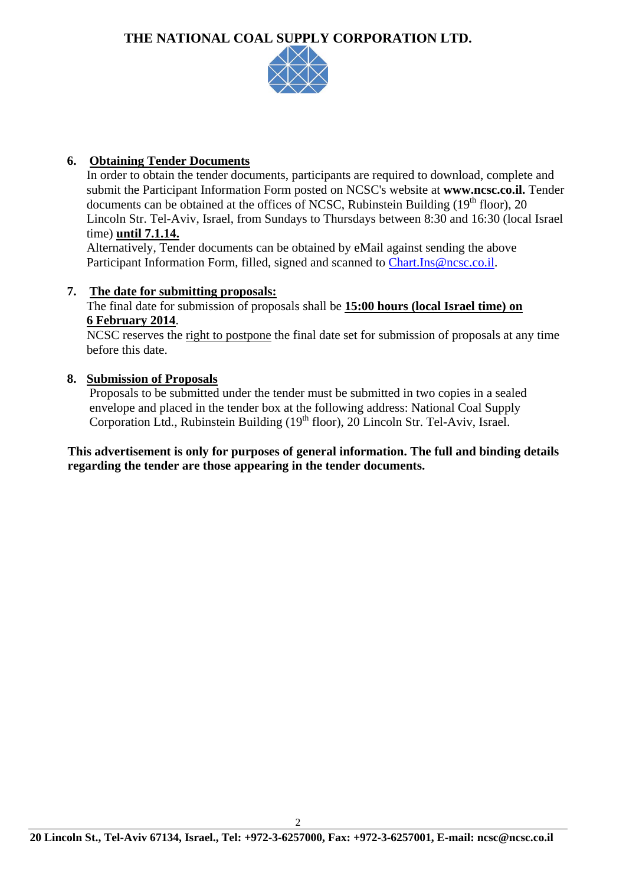6. **Obtaining Tender Documents**

   In order to obtain the tender documents, participants are required to download, complete and submit the Participant Information Form posted on NCSC's website at **www.ncsc.co.il.** Tender documents can be obtained at the offices of NCSC, Rubinstein Building (19th floor), 20 Lincoln Str. Tel-Aviv, Israel, from Sundays to Thursdays between 8:30 and 16:30 (local Israel time) **until 7.1.14.**

   Alternatively, Tender documents can be obtained by eMail against sending the above Participant Information Form, filled, signed and scanned to Chart.Ins@ncsc.co.il.

7. **The date for submitting proposals:**

   The final date for submission of proposals shall be **15:00 hours (local Israel time) on 6 February 2014**.

   NCSC reserves the right to postpone the final date set for submission of proposals at any time before this date.

8. **Submission of Proposals**

   Proposals to be submitted under the tender must be submitted in two copies in a sealed envelope and placed in the tender box at the following address: National Coal Supply Corporation Ltd., Rubinstein Building (19th floor), 20 Lincoln Str. Tel-Aviv, Israel.

**This advertisement is only for purposes of general information. The full and binding details regarding the tender are those appearing in the tender documents.**